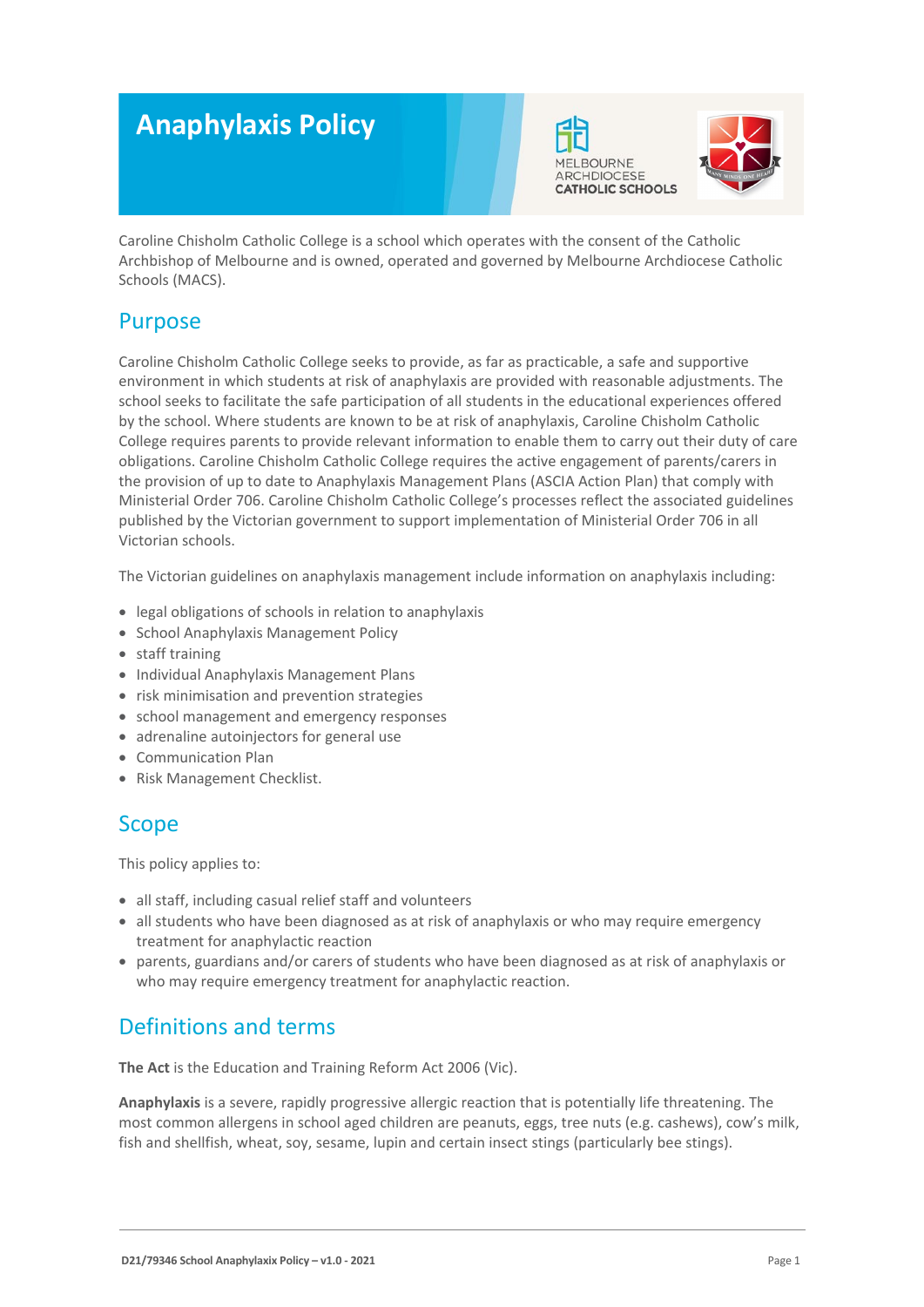# Anaphylaxis Policy

MELBOURNE ARCHDIOCESE CATHOLIC SCHOOLS

Caroline Chisholm Catholic College is a school which operates with the consent of the Catholic Archbishop of Melbourne and is owned, operated and governed by Melbourne Archdiocese Catholic Schools (MACS).

## Purpose

Caroline Chisholm Catholic College seeks to provide, as far as practicable, a safe and supportive environment in which students at risk of anaphylaxis are provided with reasonable adjustments. The school seeks to facilitate the safe participation of all students in the educational experiences offered by the school. Where students are known to be at risk of anaphylaxis, Caroline Chisholm Catholic College requires parents to provide relevant information to enable them to carry out their duty of care obligations. Caroline Chisholm Catholic College requires the active engagement of parents/carers in the provision of up to date to Anaphylaxis Management Plans (ASCIA Action Plan) that comply with Ministerial Order 706. Caroline Chisholm Catholic College's processes reflect the associated guidelines published by the Victorian government to support implementation of Ministerial Order 706 in all Victorian schools.

The Victorian guidelines on anaphylaxis management include information on anaphylaxis including:

- legal obligations of schools in relation to anaphylaxis
- School Anaphylaxis Management Policy
- staff training
- Individual Anaphylaxis Management Plans
- risk minimisation and prevention strategies
- school management and emergency responses
- adrenaline autoinjectors for general use
- Communication Plan
- Risk Management Checklist.

## Scope

This policy applies to:

- all staff, including casual relief staff and volunteers
- all students who have been diagnosed as at risk of anaphylaxis or who may require emergency treatment for anaphylactic reaction
- parents, guardians and/or carers of students who have been diagnosed as at risk of anaphylaxis or who may require emergency treatment for anaphylactic reaction.

## Definitions and terms

**The Act** is the Education and Training Reform Act 2006 (Vic).

**Anaphylaxis** is a severe, rapidly progressive allergic reaction that is potentially life threatening. The most common allergens in school aged children are peanuts, eggs, tree nuts (e.g. cashews), cow's milk, fish and shellfish, wheat, soy, sesame, lupin and certain insect stings (particularly bee stings).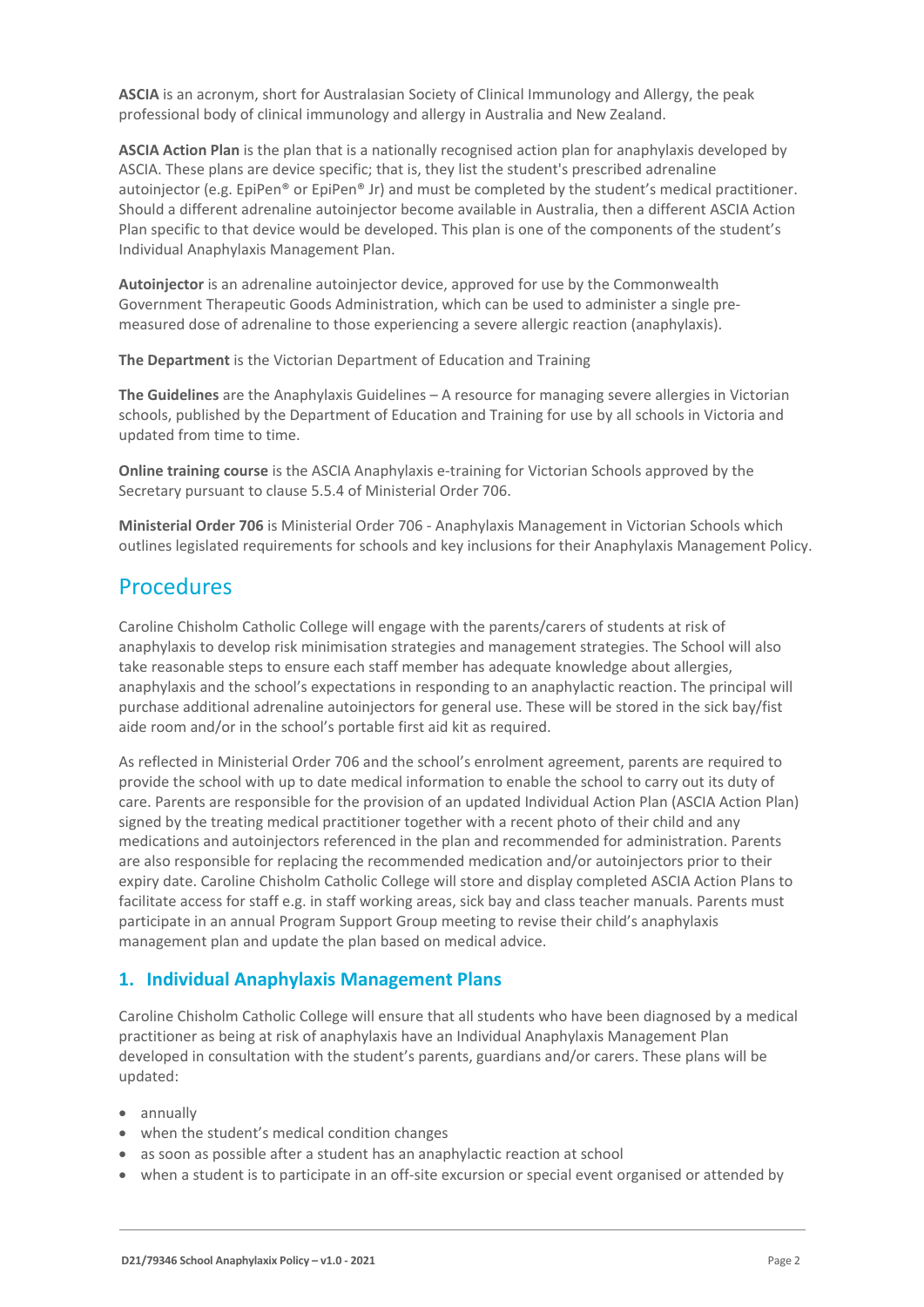**ASCIA** is an acronym, short for Australasian Society of Clinical Immunology and Allergy, the peak professional body of clinical immunology and allergy in Australia and New Zealand.

**ASCIA Action Plan** is the plan that is a nationally recognised action plan for anaphylaxis developed by ASCIA. These plans are device specific; that is, they list the student's prescribed adrenaline autoinjector (e.g. EpiPen® or EpiPen® Jr) and must be completed by the student's medical practitioner. Should a different adrenaline autoinjector become available in Australia, then a different ASCIA Action Plan specific to that device would be developed. This plan is one of the components of the student's Individual Anaphylaxis Management Plan.

**Autoinjector** is an adrenaline autoinjector device, approved for use by the Commonwealth Government Therapeutic Goods Administration, which can be used to administer a single pre-measured dose of adrenaline to those experiencing a severe allergic reaction (anaphylaxis).

**The Department** is the Victorian Department of Education and Training

**The Guidelines** are the Anaphylaxis Guidelines – A resource for managing severe allergies in Victorian schools, published by the Department of Education and Training for use by all schools in Victoria and updated from time to time.

**Online training course** is the ASCIA Anaphylaxis e-training for Victorian Schools approved by the Secretary pursuant to clause 5.5.4 of Ministerial Order 706.

**Ministerial Order 706** is Ministerial Order 706 - Anaphylaxis Management in Victorian Schools which outlines legislated requirements for schools and key inclusions for their Anaphylaxis Management Policy.

## Procedures

Caroline Chisholm Catholic College will engage with the parents/carers of students at risk of anaphylaxis to develop risk minimisation strategies and management strategies. The School will also take reasonable steps to ensure each staff member has adequate knowledge about allergies, anaphylaxis and the school's expectations in responding to an anaphylactic reaction. The principal will purchase additional adrenaline autoinjectors for general use. These will be stored in the sick bay/fist aide room and/or in the school's portable first aid kit as required.

As reflected in Ministerial Order 706 and the school's enrolment agreement, parents are required to provide the school with up to date medical information to enable the school to carry out its duty of care. Parents are responsible for the provision of an updated Individual Action Plan (ASCIA Action Plan) signed by the treating medical practitioner together with a recent photo of their child and any medications and autoinjectors referenced in the plan and recommended for administration. Parents are also responsible for replacing the recommended medication and/or autoinjectors prior to their expiry date. Caroline Chisholm Catholic College will store and display completed ASCIA Action Plans to facilitate access for staff e.g. in staff working areas, sick bay and class teacher manuals. Parents must participate in an annual Program Support Group meeting to revise their child's anaphylaxis management plan and update the plan based on medical advice.

### 1. Individual Anaphylaxis Management Plans

Caroline Chisholm Catholic College will ensure that all students who have been diagnosed by a medical practitioner as being at risk of anaphylaxis have an Individual Anaphylaxis Management Plan developed in consultation with the student's parents, guardians and/or carers. These plans will be updated:

- annually
- when the student's medical condition changes
- as soon as possible after a student has an anaphylactic reaction at school
- when a student is to participate in an off-site excursion or special event organised or attended by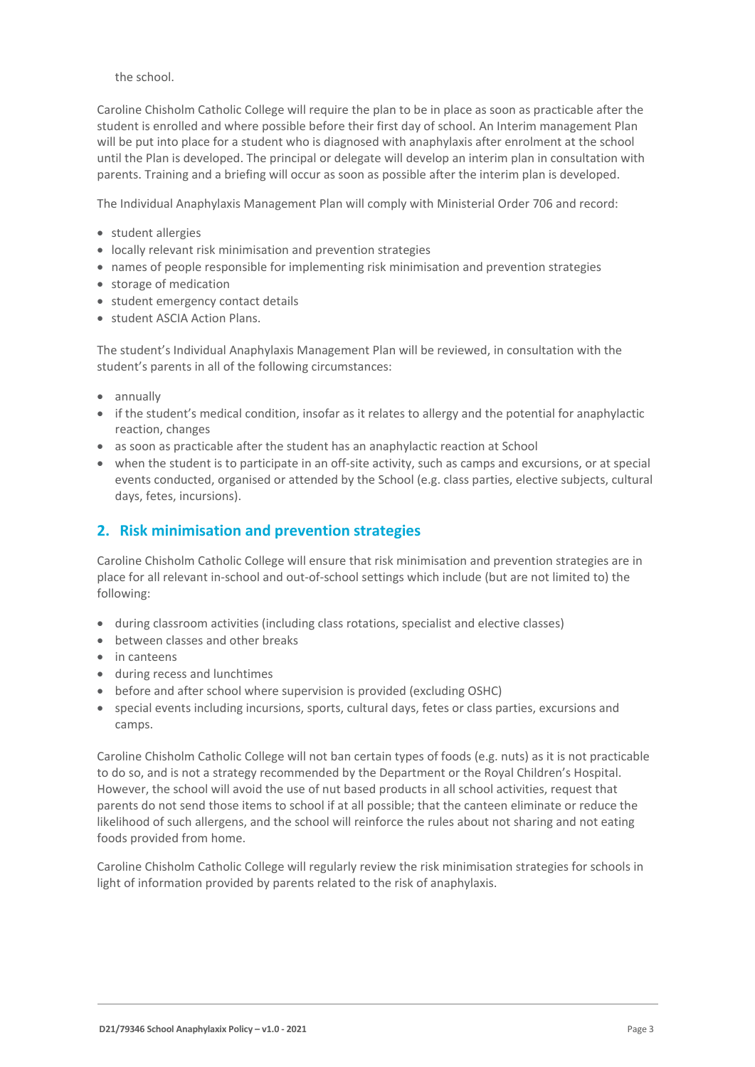the school.

Caroline Chisholm Catholic College will require the plan to be in place as soon as practicable after the student is enrolled and where possible before their first day of school. An Interim management Plan will be put into place for a student who is diagnosed with anaphylaxis after enrolment at the school until the Plan is developed. The principal or delegate will develop an interim plan in consultation with parents. Training and a briefing will occur as soon as possible after the interim plan is developed.

The Individual Anaphylaxis Management Plan will comply with Ministerial Order 706 and record:

- student allergies
- locally relevant risk minimisation and prevention strategies
- names of people responsible for implementing risk minimisation and prevention strategies
- storage of medication
- student emergency contact details
- student ASCIA Action Plans.

The student's Individual Anaphylaxis Management Plan will be reviewed, in consultation with the student's parents in all of the following circumstances:

- annually
- if the student's medical condition, insofar as it relates to allergy and the potential for anaphylactic reaction, changes
- as soon as practicable after the student has an anaphylactic reaction at School
- when the student is to participate in an off-site activity, such as camps and excursions, or at special events conducted, organised or attended by the School (e.g. class parties, elective subjects, cultural days, fetes, incursions).

## 2. Risk minimisation and prevention strategies

Caroline Chisholm Catholic College will ensure that risk minimisation and prevention strategies are in place for all relevant in-school and out-of-school settings which include (but are not limited to) the following:

- during classroom activities (including class rotations, specialist and elective classes)
- between classes and other breaks
- in canteens
- during recess and lunchtimes
- before and after school where supervision is provided (excluding OSHC)
- special events including incursions, sports, cultural days, fetes or class parties, excursions and camps.

Caroline Chisholm Catholic College will not ban certain types of foods (e.g. nuts) as it is not practicable to do so, and is not a strategy recommended by the Department or the Royal Children's Hospital. However, the school will avoid the use of nut based products in all school activities, request that parents do not send those items to school if at all possible; that the canteen eliminate or reduce the likelihood of such allergens, and the school will reinforce the rules about not sharing and not eating foods provided from home.

Caroline Chisholm Catholic College will regularly review the risk minimisation strategies for schools in light of information provided by parents related to the risk of anaphylaxis.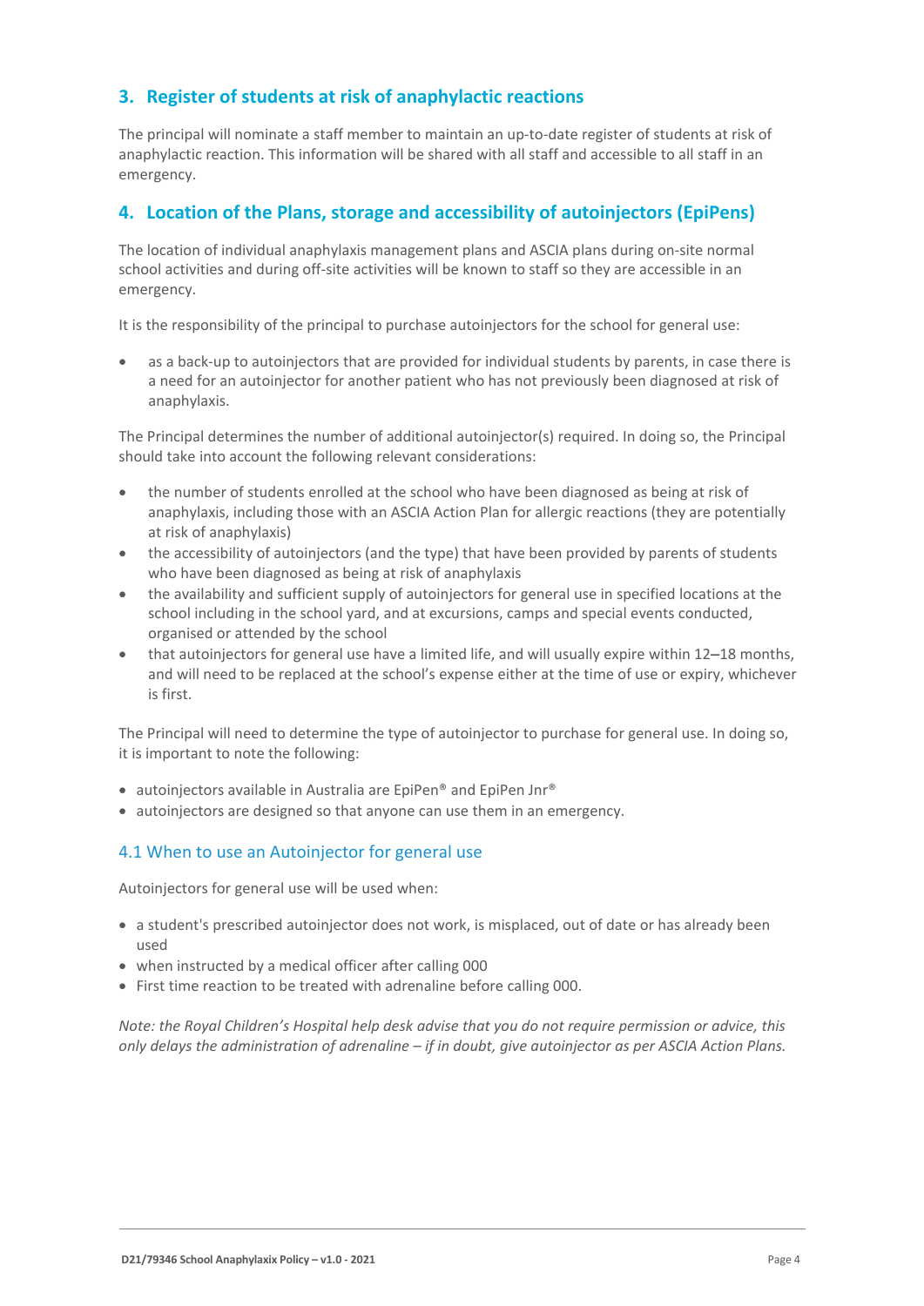## 3. Register of students at risk of anaphylactic reactions

The principal will nominate a staff member to maintain an up-to-date register of students at risk of anaphylactic reaction. This information will be shared with all staff and accessible to all staff in an emergency.

## 4. Location of the Plans, storage and accessibility of autoinjectors (EpiPens)

The location of individual anaphylaxis management plans and ASCIA plans during on-site normal school activities and during off-site activities will be known to staff so they are accessible in an emergency.

It is the responsibility of the principal to purchase autoinjectors for the school for general use:

- as a back-up to autoinjectors that are provided for individual students by parents, in case there is a need for an autoinjector for another patient who has not previously been diagnosed at risk of anaphylaxis.

The Principal determines the number of additional autoinjector(s) required. In doing so, the Principal should take into account the following relevant considerations:

- the number of students enrolled at the school who have been diagnosed as being at risk of anaphylaxis, including those with an ASCIA Action Plan for allergic reactions (they are potentially at risk of anaphylaxis)
- the accessibility of autoinjectors (and the type) that have been provided by parents of students who have been diagnosed as being at risk of anaphylaxis
- the availability and sufficient supply of autoinjectors for general use in specified locations at the school including in the school yard, and at excursions, camps and special events conducted, organised or attended by the school
- that autoinjectors for general use have a limited life, and will usually expire within 12–18 months, and will need to be replaced at the school's expense either at the time of use or expiry, whichever is first.

The Principal will need to determine the type of autoinjector to purchase for general use. In doing so, it is important to note the following:

- autoinjectors available in Australia are EpiPen® and EpiPen Jnr®
- autoinjectors are designed so that anyone can use them in an emergency.

### 4.1 When to use an Autoinjector for general use

Autoinjectors for general use will be used when:

- a student's prescribed autoinjector does not work, is misplaced, out of date or has already been used
- when instructed by a medical officer after calling 000
- First time reaction to be treated with adrenaline before calling 000.

*Note: the Royal Children's Hospital help desk advise that you do not require permission or advice, this only delays the administration of adrenaline – if in doubt, give autoinjector as per ASCIA Action Plans.*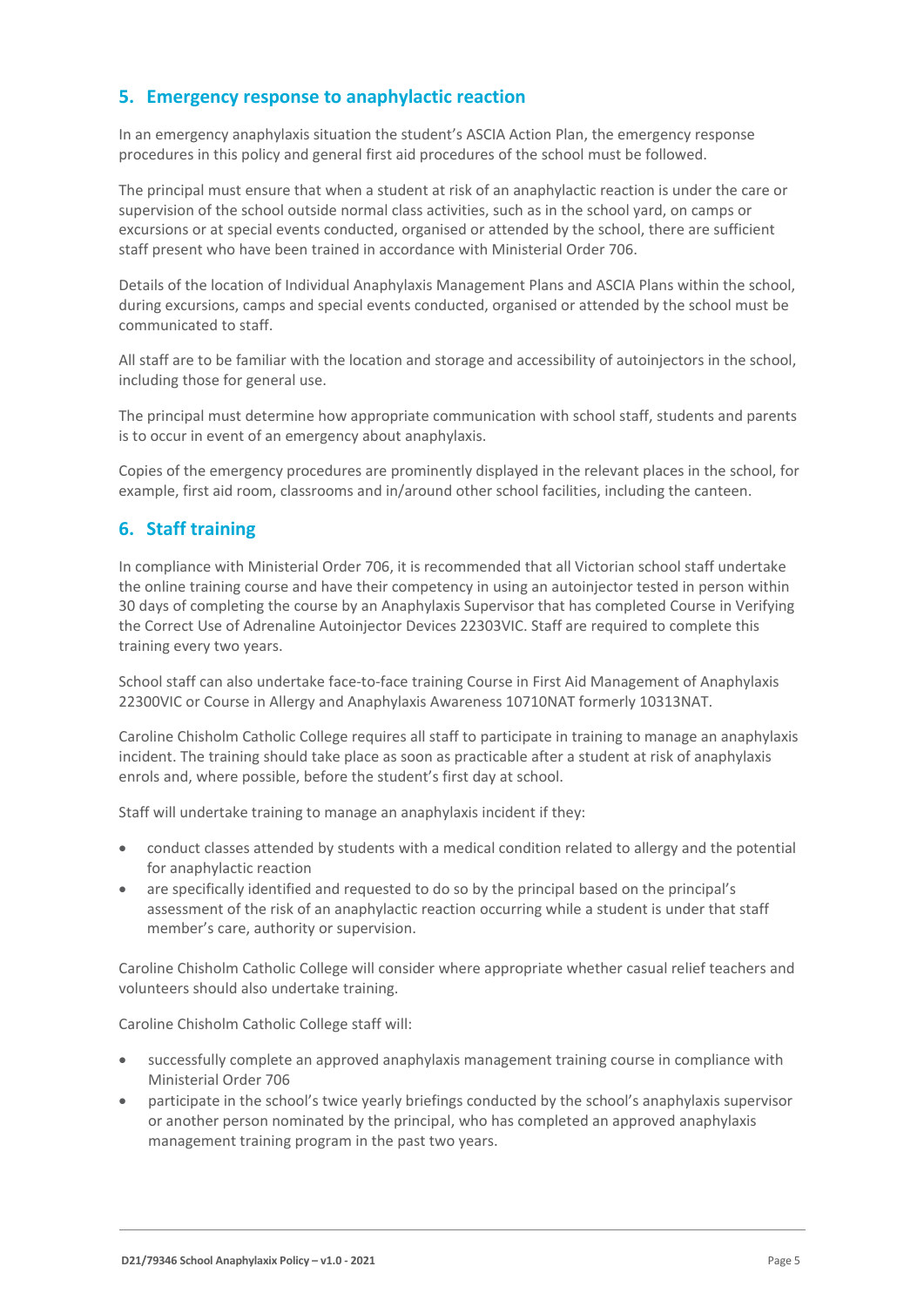## 5. Emergency response to anaphylactic reaction

In an emergency anaphylaxis situation the student's ASCIA Action Plan, the emergency response procedures in this policy and general first aid procedures of the school must be followed.

The principal must ensure that when a student at risk of an anaphylactic reaction is under the care or supervision of the school outside normal class activities, such as in the school yard, on camps or excursions or at special events conducted, organised or attended by the school, there are sufficient staff present who have been trained in accordance with Ministerial Order 706.

Details of the location of Individual Anaphylaxis Management Plans and ASCIA Plans within the school, during excursions, camps and special events conducted, organised or attended by the school must be communicated to staff.

All staff are to be familiar with the location and storage and accessibility of autoinjectors in the school, including those for general use.

The principal must determine how appropriate communication with school staff, students and parents is to occur in event of an emergency about anaphylaxis.

Copies of the emergency procedures are prominently displayed in the relevant places in the school, for example, first aid room, classrooms and in/around other school facilities, including the canteen.

## 6. Staff training

In compliance with Ministerial Order 706, it is recommended that all Victorian school staff undertake the online training course and have their competency in using an autoinjector tested in person within 30 days of completing the course by an Anaphylaxis Supervisor that has completed Course in Verifying the Correct Use of Adrenaline Autoinjector Devices 22303VIC. Staff are required to complete this training every two years.

School staff can also undertake face-to-face training Course in First Aid Management of Anaphylaxis 22300VIC or Course in Allergy and Anaphylaxis Awareness 10710NAT formerly 10313NAT.

Caroline Chisholm Catholic College requires all staff to participate in training to manage an anaphylaxis incident. The training should take place as soon as practicable after a student at risk of anaphylaxis enrols and, where possible, before the student's first day at school.

Staff will undertake training to manage an anaphylaxis incident if they:

- conduct classes attended by students with a medical condition related to allergy and the potential for anaphylactic reaction
- are specifically identified and requested to do so by the principal based on the principal's assessment of the risk of an anaphylactic reaction occurring while a student is under that staff member's care, authority or supervision.

Caroline Chisholm Catholic College will consider where appropriate whether casual relief teachers and volunteers should also undertake training.

Caroline Chisholm Catholic College staff will:

- successfully complete an approved anaphylaxis management training course in compliance with Ministerial Order 706
- participate in the school's twice yearly briefings conducted by the school's anaphylaxis supervisor or another person nominated by the principal, who has completed an approved anaphylaxis management training program in the past two years.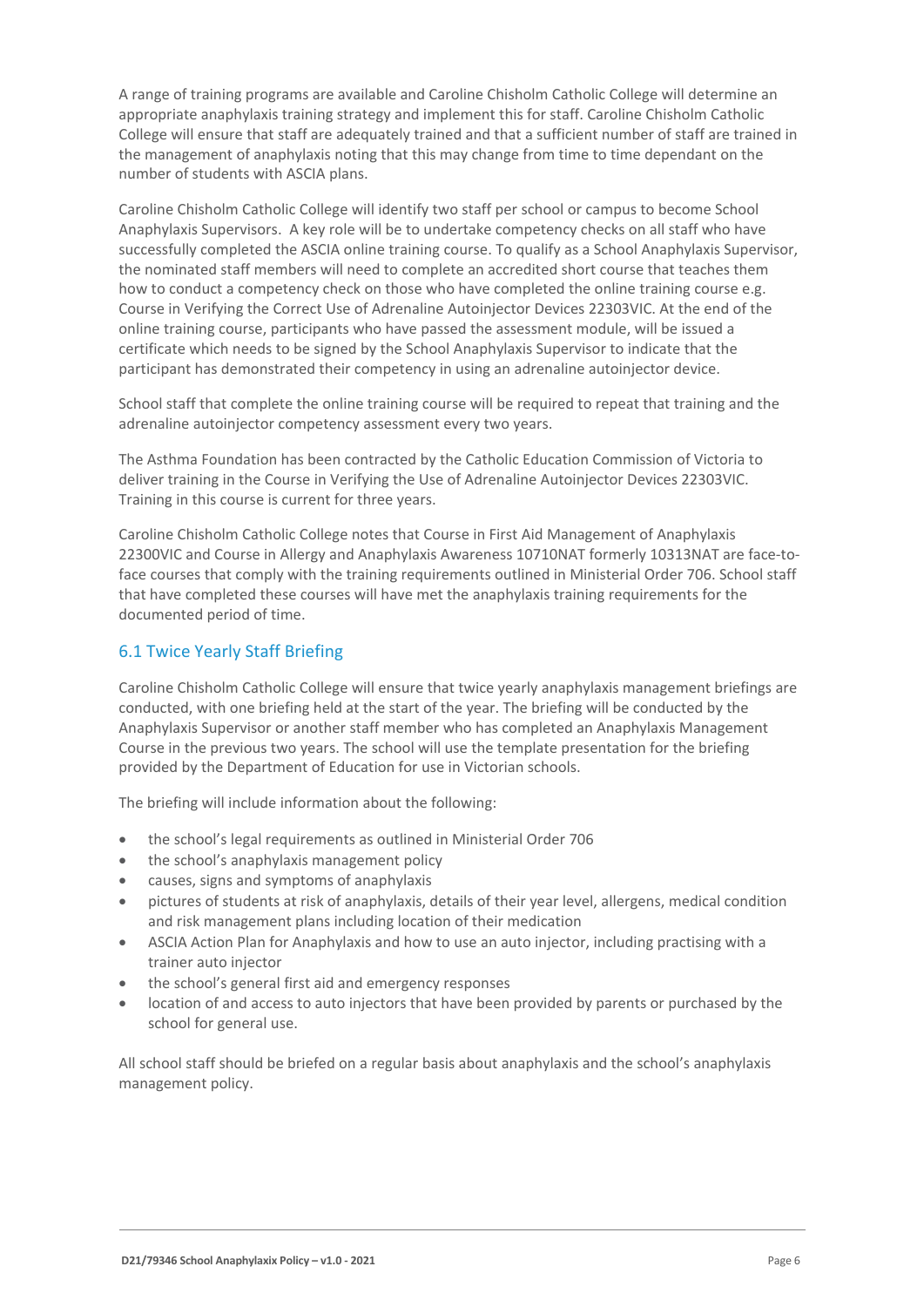A range of training programs are available and Caroline Chisholm Catholic College will determine an appropriate anaphylaxis training strategy and implement this for staff. Caroline Chisholm Catholic College will ensure that staff are adequately trained and that a sufficient number of staff are trained in the management of anaphylaxis noting that this may change from time to time dependant on the number of students with ASCIA plans.

Caroline Chisholm Catholic College will identify two staff per school or campus to become School Anaphylaxis Supervisors. A key role will be to undertake competency checks on all staff who have successfully completed the ASCIA online training course. To qualify as a School Anaphylaxis Supervisor, the nominated staff members will need to complete an accredited short course that teaches them how to conduct a competency check on those who have completed the online training course e.g. Course in Verifying the Correct Use of Adrenaline Autoinjector Devices 22303VIC. At the end of the online training course, participants who have passed the assessment module, will be issued a certificate which needs to be signed by the School Anaphylaxis Supervisor to indicate that the participant has demonstrated their competency in using an adrenaline autoinjector device.

School staff that complete the online training course will be required to repeat that training and the adrenaline autoinjector competency assessment every two years.

The Asthma Foundation has been contracted by the Catholic Education Commission of Victoria to deliver training in the Course in Verifying the Use of Adrenaline Autoinjector Devices 22303VIC. Training in this course is current for three years.

Caroline Chisholm Catholic College notes that Course in First Aid Management of Anaphylaxis 22300VIC and Course in Allergy and Anaphylaxis Awareness 10710NAT formerly 10313NAT are face-to-face courses that comply with the training requirements outlined in Ministerial Order 706. School staff that have completed these courses will have met the anaphylaxis training requirements for the documented period of time.

## 6.1 Twice Yearly Staff Briefing

Caroline Chisholm Catholic College will ensure that twice yearly anaphylaxis management briefings are conducted, with one briefing held at the start of the year. The briefing will be conducted by the Anaphylaxis Supervisor or another staff member who has completed an Anaphylaxis Management Course in the previous two years. The school will use the template presentation for the briefing provided by the Department of Education for use in Victorian schools.

The briefing will include information about the following:

- the school's legal requirements as outlined in Ministerial Order 706
- the school's anaphylaxis management policy
- causes, signs and symptoms of anaphylaxis
- pictures of students at risk of anaphylaxis, details of their year level, allergens, medical condition and risk management plans including location of their medication
- ASCIA Action Plan for Anaphylaxis and how to use an auto injector, including practising with a trainer auto injector
- the school's general first aid and emergency responses
- location of and access to auto injectors that have been provided by parents or purchased by the school for general use.

All school staff should be briefed on a regular basis about anaphylaxis and the school's anaphylaxis management policy.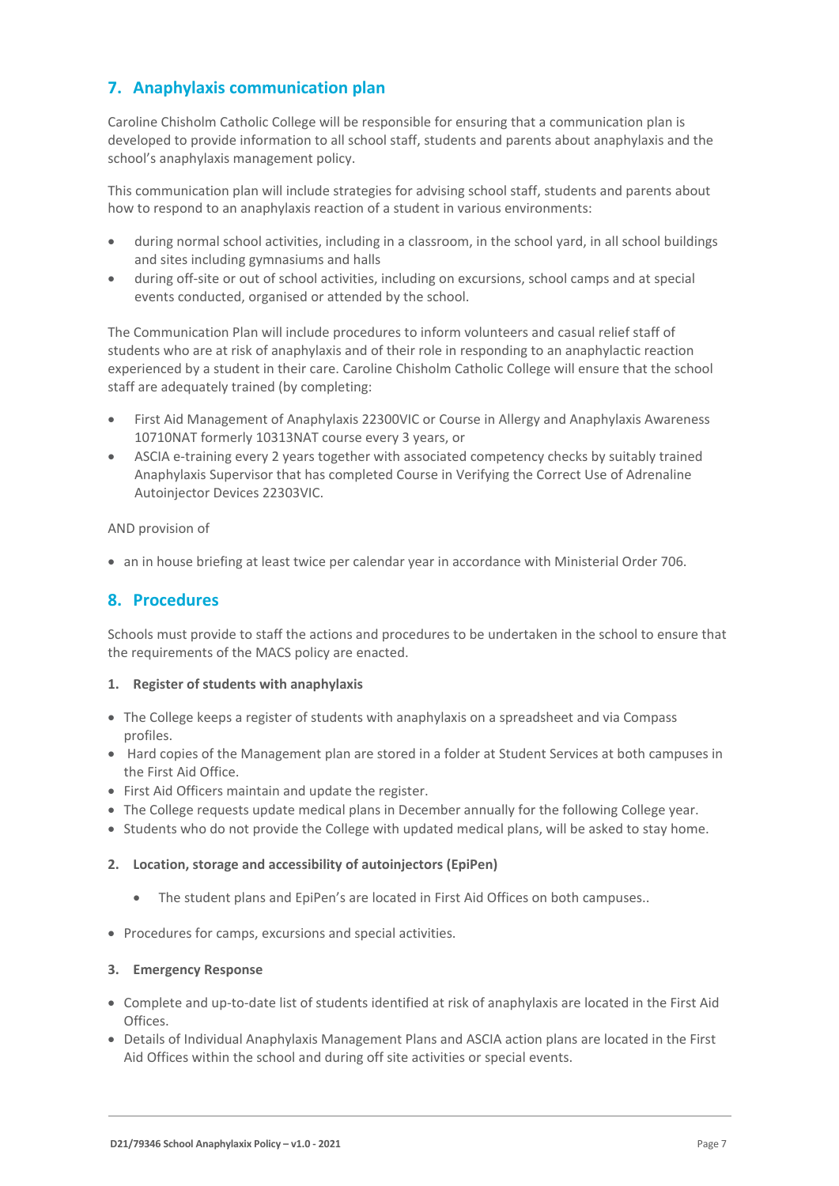## 7. Anaphylaxis communication plan

Caroline Chisholm Catholic College will be responsible for ensuring that a communication plan is developed to provide information to all school staff, students and parents about anaphylaxis and the school's anaphylaxis management policy.

This communication plan will include strategies for advising school staff, students and parents about how to respond to an anaphylaxis reaction of a student in various environments:

- during normal school activities, including in a classroom, in the school yard, in all school buildings and sites including gymnasiums and halls
- during off-site or out of school activities, including on excursions, school camps and at special events conducted, organised or attended by the school.

The Communication Plan will include procedures to inform volunteers and casual relief staff of students who are at risk of anaphylaxis and of their role in responding to an anaphylactic reaction experienced by a student in their care. Caroline Chisholm Catholic College will ensure that the school staff are adequately trained (by completing:

- First Aid Management of Anaphylaxis 22300VIC or Course in Allergy and Anaphylaxis Awareness 10710NAT formerly 10313NAT course every 3 years, or
- ASCIA e-training every 2 years together with associated competency checks by suitably trained Anaphylaxis Supervisor that has completed Course in Verifying the Correct Use of Adrenaline Autoinjector Devices 22303VIC.

AND provision of

- an in house briefing at least twice per calendar year in accordance with Ministerial Order 706.

## 8. Procedures

Schools must provide to staff the actions and procedures to be undertaken in the school to ensure that the requirements of the MACS policy are enacted.

**1. Register of students with anaphylaxis**

- The College keeps a register of students with anaphylaxis on a spreadsheet and via Compass profiles.
- Hard copies of the Management plan are stored in a folder at Student Services at both campuses in the First Aid Office.
- First Aid Officers maintain and update the register.
- The College requests update medical plans in December annually for the following College year.
- Students who do not provide the College with updated medical plans, will be asked to stay home.

**2. Location, storage and accessibility of autoinjectors (EpiPen)**

  - The student plans and EpiPen's are located in First Aid Offices on both campuses..

- Procedures for camps, excursions and special activities.

**3. Emergency Response**

- Complete and up-to-date list of students identified at risk of anaphylaxis are located in the First Aid Offices.
- Details of Individual Anaphylaxis Management Plans and ASCIA action plans are located in the First Aid Offices within the school and during off site activities or special events.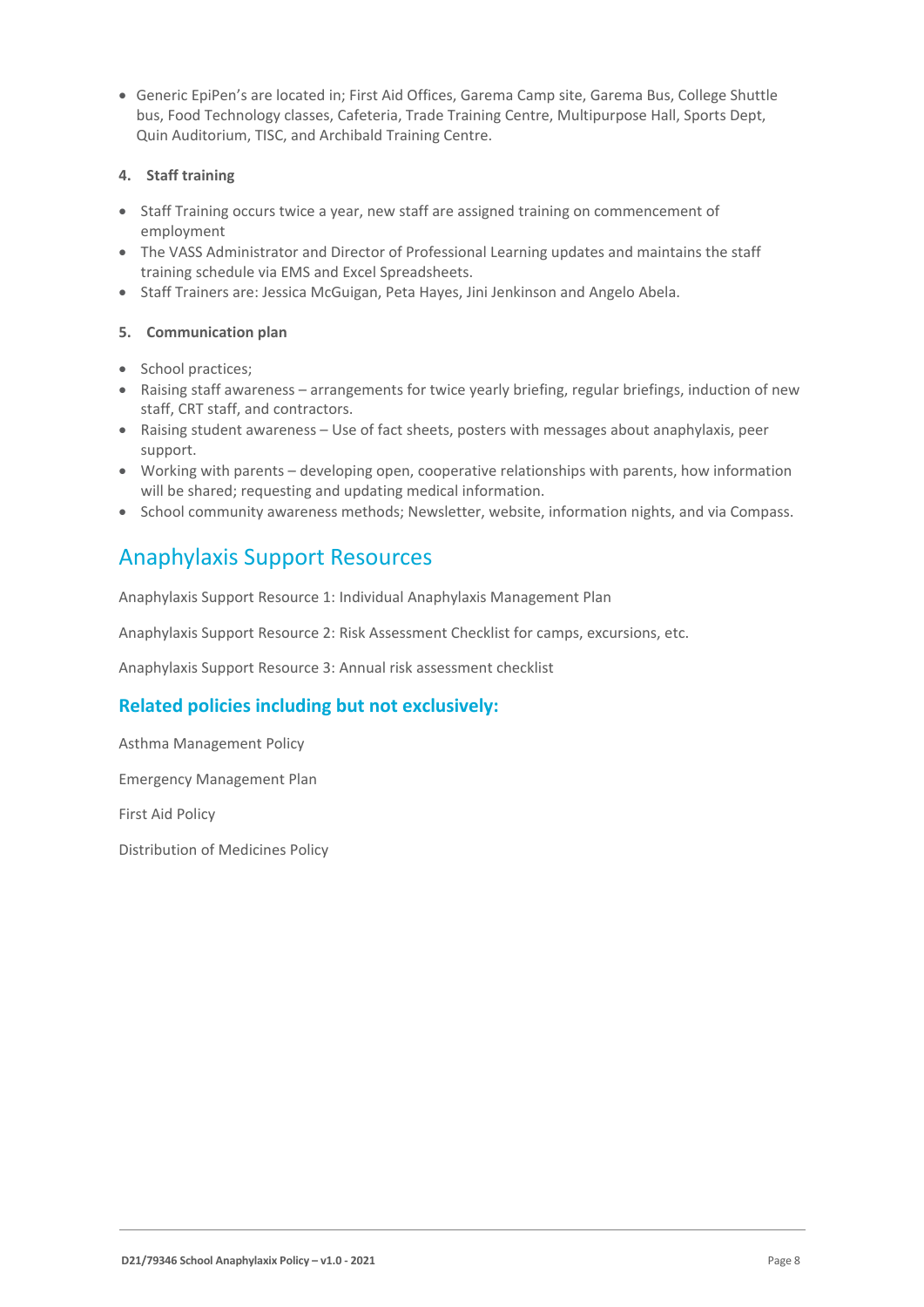- Generic EpiPen's are located in; First Aid Offices, Garema Camp site, Garema Bus, College Shuttle bus, Food Technology classes, Cafeteria, Trade Training Centre, Multipurpose Hall, Sports Dept, Quin Auditorium, TISC, and Archibald Training Centre.

#### 4. Staff training

- Staff Training occurs twice a year, new staff are assigned training on commencement of employment
- The VASS Administrator and Director of Professional Learning updates and maintains the staff training schedule via EMS and Excel Spreadsheets.
- Staff Trainers are: Jessica McGuigan, Peta Hayes, Jini Jenkinson and Angelo Abela.

#### 5. Communication plan

- School practices;
- Raising staff awareness – arrangements for twice yearly briefing, regular briefings, induction of new staff, CRT staff, and contractors.
- Raising student awareness – Use of fact sheets, posters with messages about anaphylaxis, peer support.
- Working with parents – developing open, cooperative relationships with parents, how information will be shared; requesting and updating medical information.
- School community awareness methods; Newsletter, website, information nights, and via Compass.

## Anaphylaxis Support Resources

Anaphylaxis Support Resource 1: Individual Anaphylaxis Management Plan

Anaphylaxis Support Resource 2: Risk Assessment Checklist for camps, excursions, etc.

Anaphylaxis Support Resource 3: Annual risk assessment checklist

### Related policies including but not exclusively:

Asthma Management Policy

Emergency Management Plan

First Aid Policy

Distribution of Medicines Policy